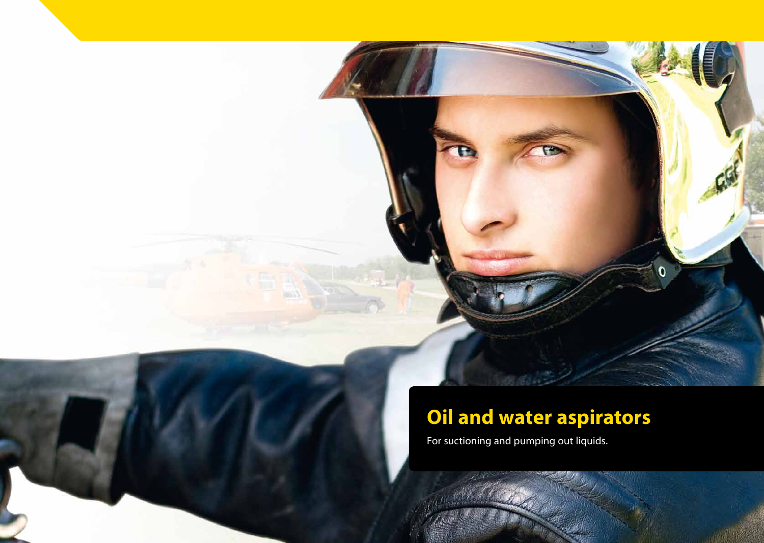# Oil and water aspirators

For suctioning and pumping out liquids.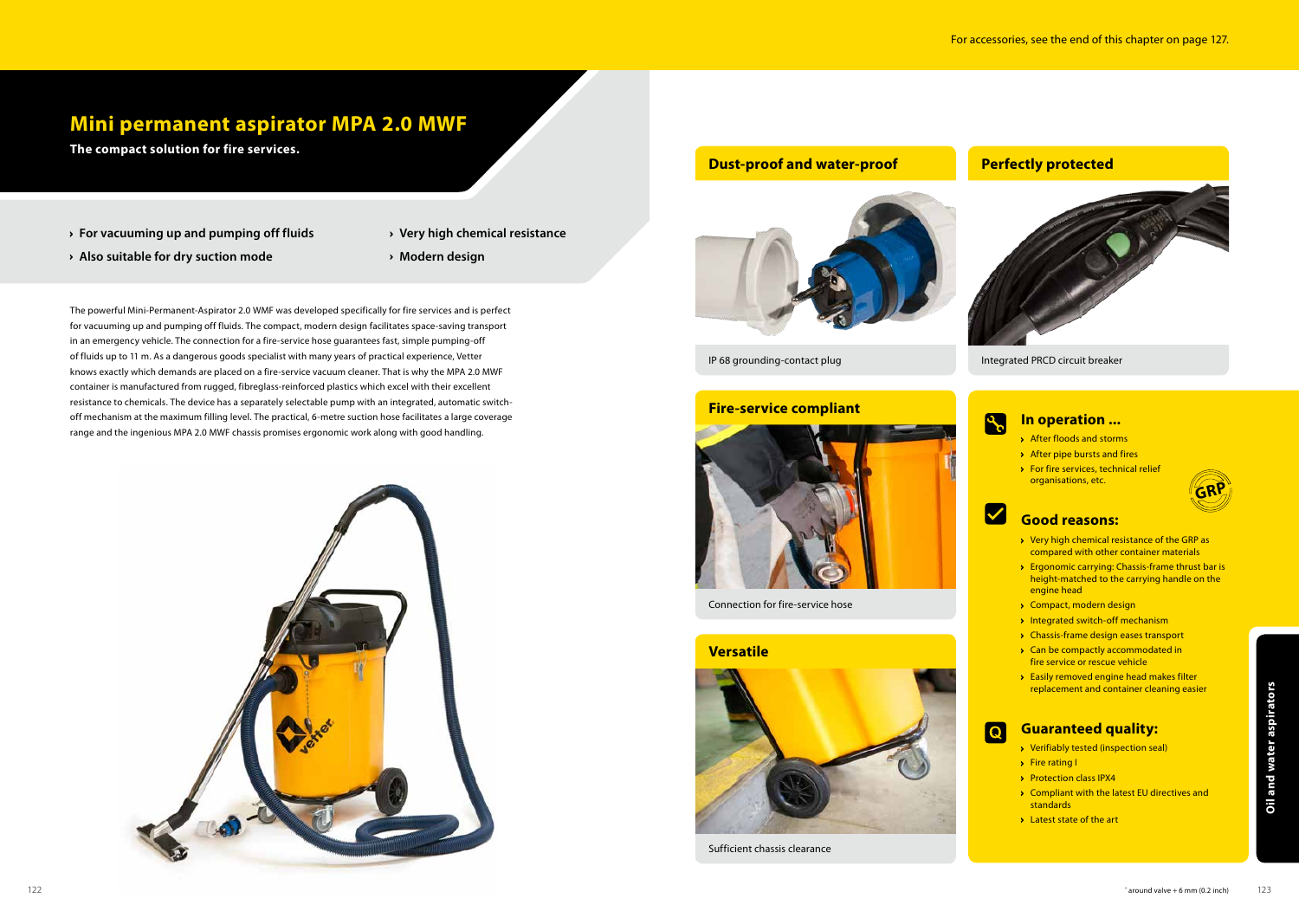For accessories, see the end of this chapter on page 127.

# Mini permanent aspirator MPA 2.0 MWF

**The compact solution for fire services.**

- **For vacuuming up and pumping off fluids**
- **Also suitable for dry suction mode**
- **Very high chemical resistance**
- **Modern design**

The powerful Mini-Permanent-Aspirator 2.0 WMF was developed specifically for fire services and is perfect for vacuuming up and pumping off fluids. The compact, modern design facilitates space-saving transport in an emergency vehicle. The connection for a fire-service hose guarantees fast, simple pumping-off of fluids up to 11 m. As a dangerous goods specialist with many years of practical experience, Vetter knows exactly which demands are placed on a fire-service vacuum cleaner. That is why the MPA 2.0 MWF container is manufactured from rugged, fibreglass-reinforced plastics which excel with their excellent resistance to chemicals. The device has a separately selectable pump with an integrated, automatic switch-off mechanism at the maximum filling level. The practical, 6-metre suction hose facilitates a large coverage range and the ingenious MPA 2.0 MWF chassis promises ergonomic work along with good handling.

## Dust-proof and water-proof

IP 68 grounding-contact plug

## Perfectly protected

Integrated PRCD circuit breaker

## Fire-service compliant

Connection for fire-service hose

## Versatile

Sufficient chassis clearance

## In operation ...

- After floods and storms
- After pipe bursts and fires
- For fire services, technical relief organisations, etc.

GRP

## Good reasons:

- Very high chemical resistance of the GRP as compared with other container materials
- Ergonomic carrying: Chassis-frame thrust bar is height-matched to the carrying handle on the engine head
- Compact, modern design
- Integrated switch-off mechanism
- Chassis-frame design eases transport
- Can be compactly accommodated in fire service or rescue vehicle
- Easily removed engine head makes filter replacement and container cleaning easier

## Guaranteed quality:

- Verifiably tested (inspection seal)
- Fire rating I
- Protection class IPX4
- Compliant with the latest EU directives and standards
- Latest state of the art

Oil and water aspirators

* around valve + 6 mm (0.2 inch)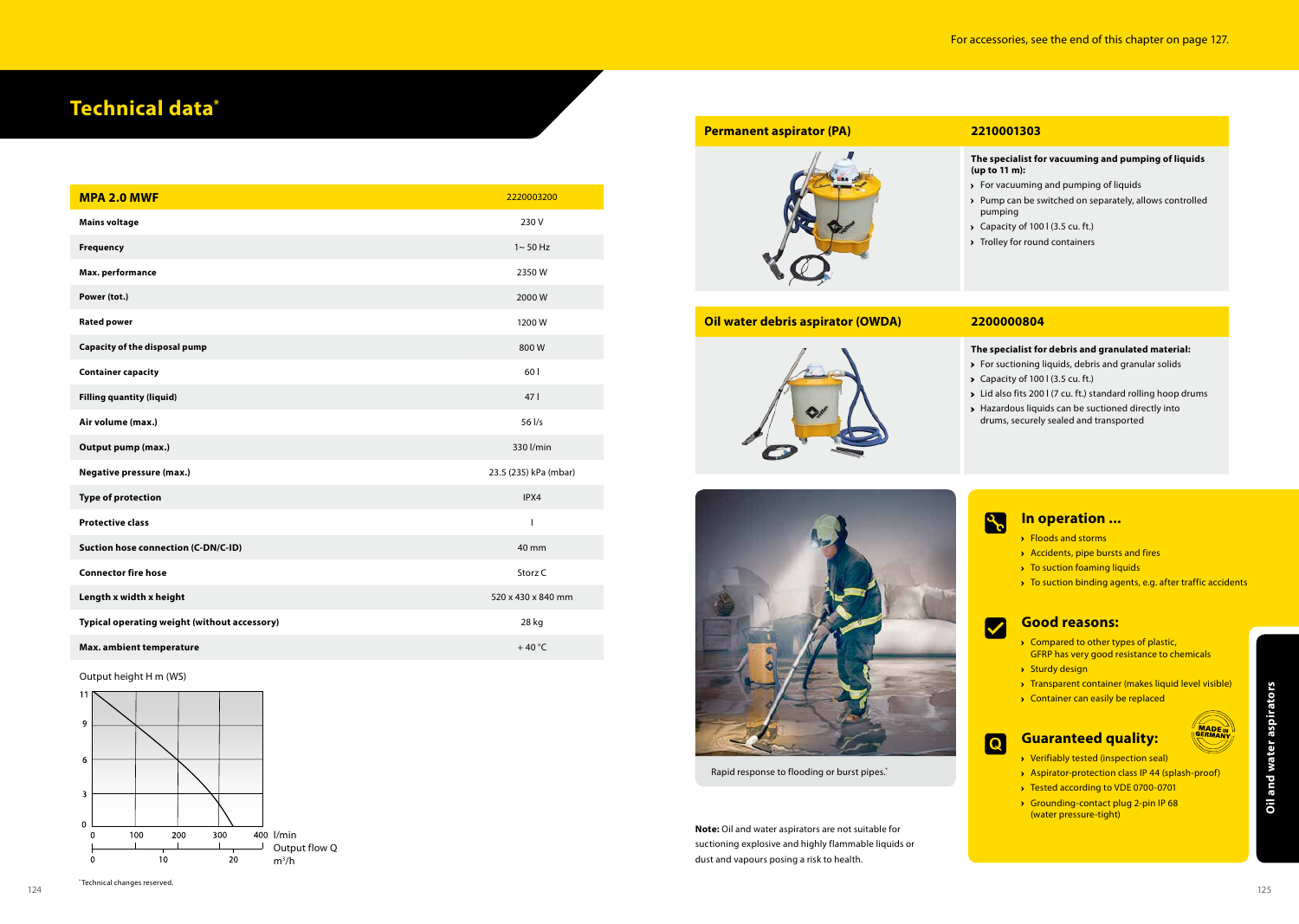For accessories, see the end of this chapter on page 127.

# Technical data*

| MPA 2.0 MWF | 2220003200 |
|---|---|
| Mains voltage | 230 V |
| Frequency | 1~ 50 Hz |
| Max. performance | 2350 W |
| Power (tot.) | 2000 W |
| Rated power | 1200 W |
| Capacity of the disposal pump | 800 W |
| Container capacity | 60 l |
| Filling quantity (liquid) | 47 l |
| Air volume (max.) | 56 l/s |
| Output pump (max.) | 330 l/min |
| Negative pressure (max.) | 23.5 (235) kPa (mbar) |
| Type of protection | IPX4 |
| Protective class | I |
| Suction hose connection (C-DN/C-ID) | 40 mm |
| Connector fire hose | Storz C |
| Length x width x height | 520 x 430 x 840 mm |
| Typical operating weight (without accessory) | 28 kg |
| Max. ambient temperature | + 40 °C |

Output height H m (WS)

Output flow Q: l/min (0, 100, 200, 300, 400); $m^3/h$ (0, 10, 20)

*Technical changes reserved.

## Permanent aspirator (PA) — 2210001303

**The specialist for vacuuming and pumping of liquids (up to 11 m):**

- For vacuuming and pumping of liquids
- Pump can be switched on separately, allows controlled pumping
- Capacity of 100 l (3.5 cu. ft.)
- Trolley for round containers

## Oil water debris aspirator (OWDA) — 2200000804

**The specialist for debris and granulated material:**

- For suctioning liquids, debris and granular solids
- Capacity of 100 l (3.5 cu. ft.)
- Lid also fits 200 l (7 cu. ft.) standard rolling hoop drums
- Hazardous liquids can be suctioned directly into drums, securely sealed and transported

Rapid response to flooding or burst pipes.*

**Note:** Oil and water aspirators are not suitable for suctioning explosive and highly flammable liquids or dust and vapours posing a risk to health.

### In operation ...

- Floods and storms
- Accidents, pipe bursts and fires
- To suction foaming liquids
- To suction binding agents, e.g. after traffic accidents

### Good reasons:

- Compared to other types of plastic, GFRP has very good resistance to chemicals
- Sturdy design
- Transparent container (makes liquid level visible)
- Container can easily be replaced

### Guaranteed quality:

- Verifiably tested (inspection seal)
- Aspirator-protection class IP 44 (splash-proof)
- Tested according to VDE 0700-0701
- Grounding-contact plug 2-pin IP 68 (water pressure-tight)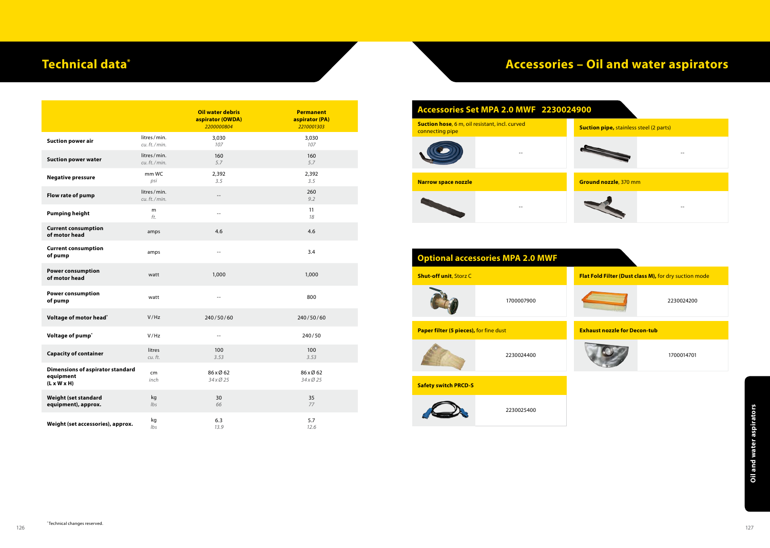# Technical data*

| | | Oil water debris aspirator (OWDA) *2200000804* | Permanent aspirator (PA) *2210001303* |
|---|---|---|---|
| **Suction power air** | litres / min. *cu. ft. / min.* | 3,030 *107* | 3,030 *107* |
| **Suction power water** | litres / min. *cu. ft. / min.* | 160 *5.7* | 160 *5.7* |
| **Negative pressure** | mm WC *psi* | 2,392 *3.5* | 2,392 *3.5* |
| **Flow rate of pump** | litres / min. *cu. ft. / min.* | -- | 260 *9.2* |
| **Pumping height** | m *ft.* | -- | 11 *18* |
| **Current consumption of motor head** | amps | 4.6 | 4.6 |
| **Current consumption of pump** | amps | -- | 3.4 |
| **Power consumption of motor head** | watt | 1,000 | 1,000 |
| **Power consumption of pump** | watt | -- | 800 |
| **Voltage of motor head*** | V / Hz | 240 / 50 / 60 | 240 / 50 / 60 |
| **Voltage of pump*** | V / Hz | -- | 240 / 50 |
| **Capacity of container** | litres *cu. ft.* | 100 *3.53* | 100 *3.53* |
| **Dimensions of aspirator standard equipment (L x W x H)** | cm *inch* | 86 x Ø 62 *34 x Ø 25* | 86 x Ø 62 *34 x Ø 25* |
| **Weight (set standard equipment), approx.** | kg *lbs* | 30 *66* | 35 *77* |
| **Weight (set accessories), approx.** | kg *lbs* | 6.3 *13.9* | 5.7 *12.6* |

*Technical changes reserved.

# Accessories – Oil and water aspirators

## Accessories Set MPA 2.0 MWF 2230024900

| Item | Order no. |
|---|---|
| **Suction hose**, 6 m, oil resistant, incl. curved connecting pipe | -- |
| **Suction pipe,** stainless steel (2 parts) | -- |
| **Narrow space nozzle** | -- |
| **Ground nozzle**, 370 mm | -- |

## Optional accessories MPA 2.0 MWF

| Item | Order no. |
|---|---|
| **Shut-off unit**, Storz C | 1700007900 |
| **Flat Fold Filter (Dust class M),** for dry suction mode | 2230024200 |
| **Paper filter (5 pieces),** for fine dust | 2230024400 |
| **Exhaust nozzle for Decon-tub** | 1700014701 |
| **Safety switch PRCD-S** | 2230025400 |

Oil and water aspirators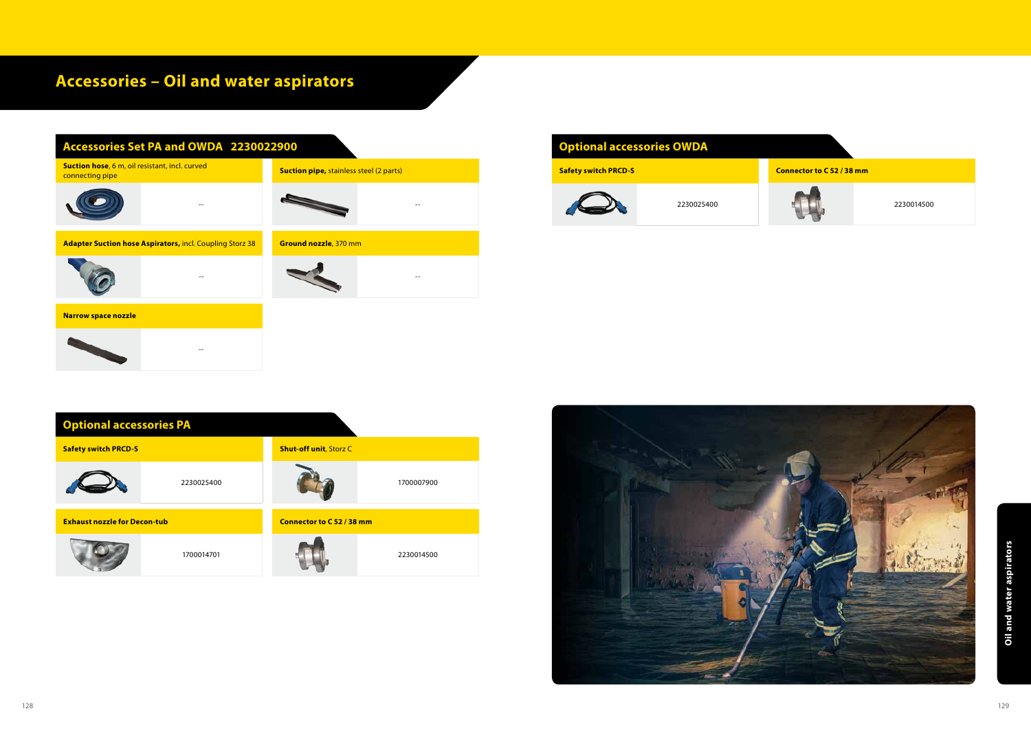# Accessories – Oil and water aspirators

## Accessories Set PA and OWDA 2230022900

| Item | Article no. |
| --- | --- |
| **Suction hose**, 6 m, oil resistant, incl. curved connecting pipe | -- |
| **Suction pipe,** stainless steel (2 parts) | -- |
| **Adapter Suction hose Aspirators,** incl. Coupling Storz 38 | -- |
| **Ground nozzle**, 370 mm | -- |
| **Narrow space nozzle** | -- |

## Optional accessories PA

| Item | Article no. |
| --- | --- |
| **Safety switch PRCD-S** | 2230025400 |
| **Shut-off unit**, Storz C | 1700007900 |
| **Exhaust nozzle for Decon-tub** | 1700014701 |
| **Connector to C 52 / 38 mm** | 2230014500 |

## Optional accessories OWDA

| Item | Article no. |
| --- | --- |
| **Safety switch PRCD-S** | 2230025400 |
| **Connector to C 52 / 38 mm** | 2230014500 |